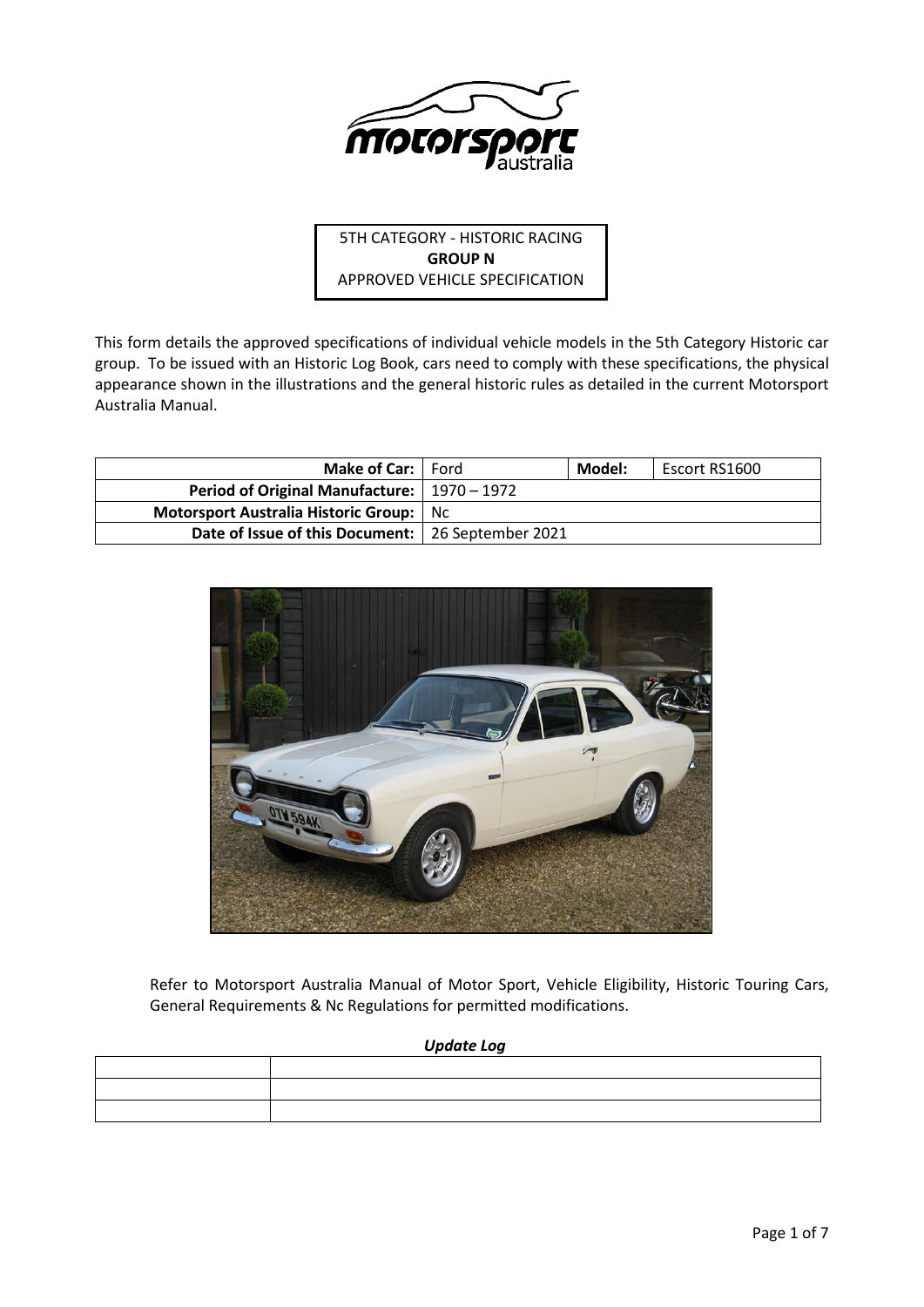5TH CATEGORY - HISTORIC RACING
**GROUP N**
APPROVED VEHICLE SPECIFICATION

This form details the approved specifications of individual vehicle models in the 5th Category Historic car group. To be issued with an Historic Log Book, cars need to comply with these specifications, the physical appearance shown in the illustrations and the general historic rules as detailed in the current Motorsport Australia Manual.

| **Make of Car:** | Ford | **Model:** | Escort RS1600 |
|---|---|---|---|
| **Period of Original Manufacture:** | 1970 – 1972 | | |
| **Motorsport Australia Historic Group:** | Nc | | |
| **Date of Issue of this Document:** | 26 September 2021 | | |

Refer to Motorsport Australia Manual of Motor Sport, Vehicle Eligibility, Historic Touring Cars, General Requirements & Nc Regulations for permitted modifications.

***Update Log***

| | |
|---|---|
| | |
| | |
| | |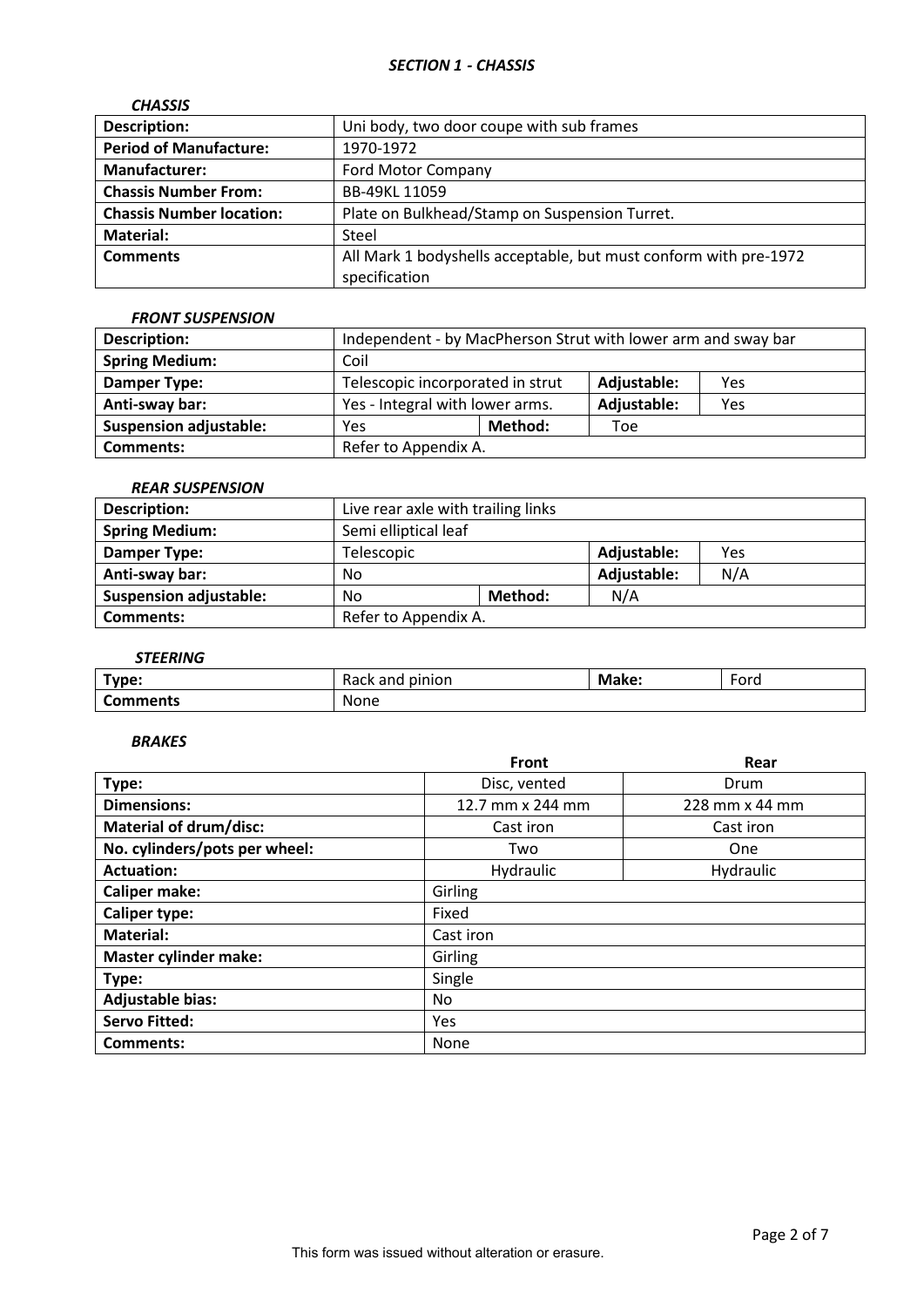## *SECTION 1 - CHASSIS*

### *CHASSIS*

| | |
|---|---|
| **Description:** | Uni body, two door coupe with sub frames |
| **Period of Manufacture:** | 1970-1972 |
| **Manufacturer:** | Ford Motor Company |
| **Chassis Number From:** | BB-49KL 11059 |
| **Chassis Number location:** | Plate on Bulkhead/Stamp on Suspension Turret. |
| **Material:** | Steel |
| **Comments** | All Mark 1 bodyshells acceptable, but must conform with pre-1972 specification |

### *FRONT SUSPENSION*

| | | | | |
|---|---|---|---|---|
| **Description:** | Independent - by MacPherson Strut with lower arm and sway bar | | | |
| **Spring Medium:** | Coil | | | |
| **Damper Type:** | Telescopic incorporated in strut | | **Adjustable:** | Yes |
| **Anti-sway bar:** | Yes - Integral with lower arms. | | **Adjustable:** | Yes |
| **Suspension adjustable:** | Yes | **Method:** | Toe | |
| **Comments:** | Refer to Appendix A. | | | |

### *REAR SUSPENSION*

| | | | | |
|---|---|---|---|---|
| **Description:** | Live rear axle with trailing links | | | |
| **Spring Medium:** | Semi elliptical leaf | | | |
| **Damper Type:** | Telescopic | | **Adjustable:** | Yes |
| **Anti-sway bar:** | No | | **Adjustable:** | N/A |
| **Suspension adjustable:** | No | **Method:** | N/A | |
| **Comments:** | Refer to Appendix A. | | | |

### *STEERING*

| | | | |
|---|---|---|---|
| **Type:** | Rack and pinion | **Make:** | Ford |
| **Comments** | None | | |

### *BRAKES*

| | Front | Rear |
|---|---|---|
| **Type:** | Disc, vented | Drum |
| **Dimensions:** | 12.7 mm x 244 mm | 228 mm x 44 mm |
| **Material of drum/disc:** | Cast iron | Cast iron |
| **No. cylinders/pots per wheel:** | Two | One |
| **Actuation:** | Hydraulic | Hydraulic |
| **Caliper make:** | Girling | |
| **Caliper type:** | Fixed | |
| **Material:** | Cast iron | |
| **Master cylinder make:** | Girling | |
| **Type:** | Single | |
| **Adjustable bias:** | No | |
| **Servo Fitted:** | Yes | |
| **Comments:** | None | |

This form was issued without alteration or erasure.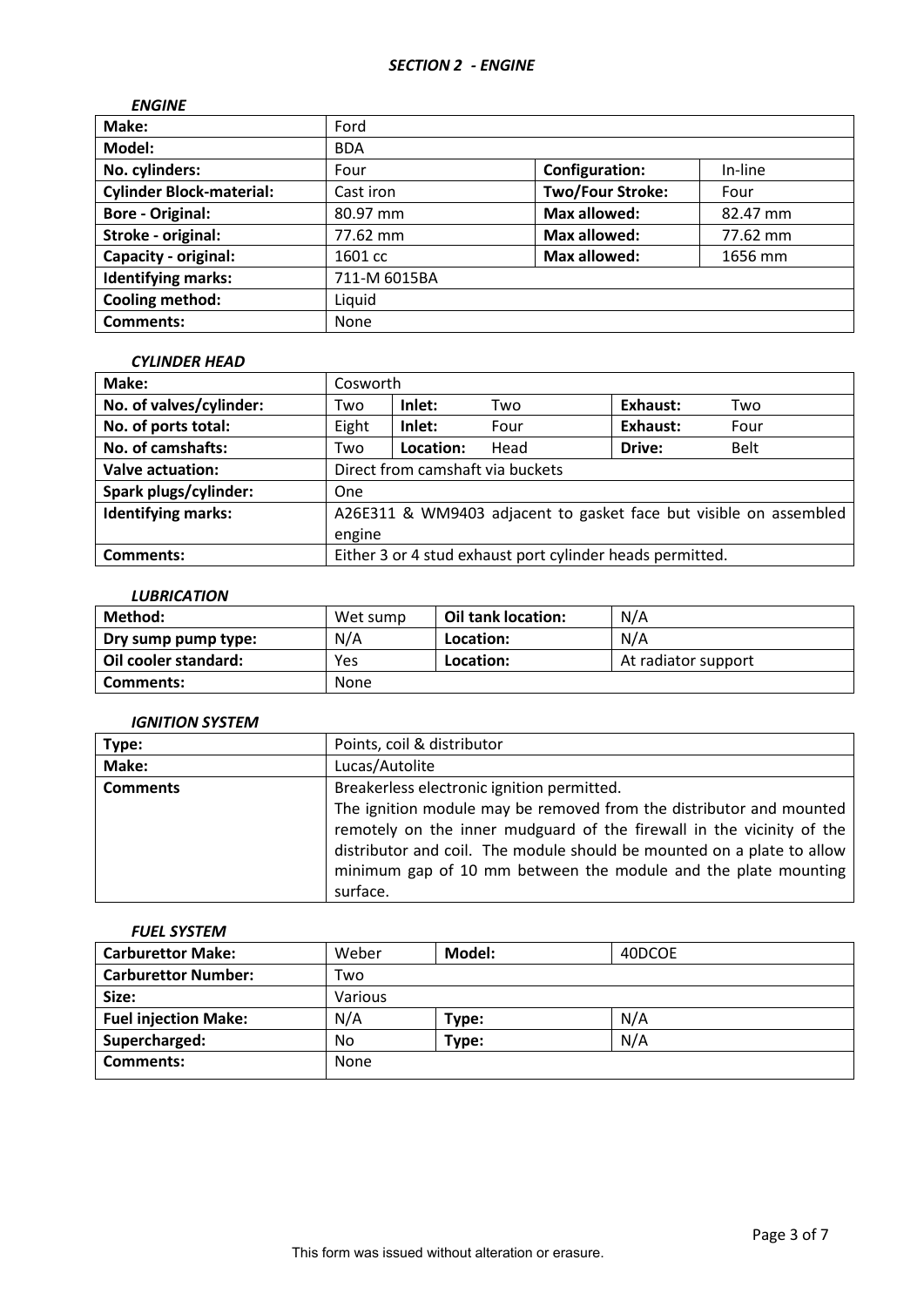## *SECTION 2 - ENGINE*

### *ENGINE*

| **Make:** | Ford | | |
|---|---|---|---|
| **Model:** | BDA | | |
| **No. cylinders:** | Four | **Configuration:** | In-line |
| **Cylinder Block-material:** | Cast iron | **Two/Four Stroke:** | Four |
| **Bore - Original:** | 80.97 mm | **Max allowed:** | 82.47 mm |
| **Stroke - original:** | 77.62 mm | **Max allowed:** | 77.62 mm |
| **Capacity - original:** | 1601 cc | **Max allowed:** | 1656 mm |
| **Identifying marks:** | 711-M 6015BA | | |
| **Cooling method:** | Liquid | | |
| **Comments:** | None | | |

### *CYLINDER HEAD*

| **Make:** | Cosworth | | | | |
|---|---|---|---|---|---|
| **No. of valves/cylinder:** | Two | **Inlet:** Two | | **Exhaust:** | Two |
| **No. of ports total:** | Eight | **Inlet:** Four | | **Exhaust:** | Four |
| **No. of camshafts:** | Two | **Location:** Head | | **Drive:** | Belt |
| **Valve actuation:** | Direct from camshaft via buckets | | | | |
| **Spark plugs/cylinder:** | One | | | | |
| **Identifying marks:** | A26E311 & WM9403 adjacent to gasket face but visible on assembled engine | | | | |
| **Comments:** | Either 3 or 4 stud exhaust port cylinder heads permitted. | | | | |

### *LUBRICATION*

| **Method:** | Wet sump | **Oil tank location:** | N/A |
|---|---|---|---|
| **Dry sump pump type:** | N/A | **Location:** | N/A |
| **Oil cooler standard:** | Yes | **Location:** | At radiator support |
| **Comments:** | None | | |

### *IGNITION SYSTEM*

| **Type:** | Points, coil & distributor |
|---|---|
| **Make:** | Lucas/Autolite |
| **Comments** | Breakerless electronic ignition permitted. The ignition module may be removed from the distributor and mounted remotely on the inner mudguard of the firewall in the vicinity of the distributor and coil. The module should be mounted on a plate to allow minimum gap of 10 mm between the module and the plate mounting surface. |

### *FUEL SYSTEM*

| **Carburettor Make:** | Weber | **Model:** | 40DCOE |
|---|---|---|---|
| **Carburettor Number:** | Two | | |
| **Size:** | Various | | |
| **Fuel injection Make:** | N/A | **Type:** | N/A |
| **Supercharged:** | No | **Type:** | N/A |
| **Comments:** | None | | |

This form was issued without alteration or erasure.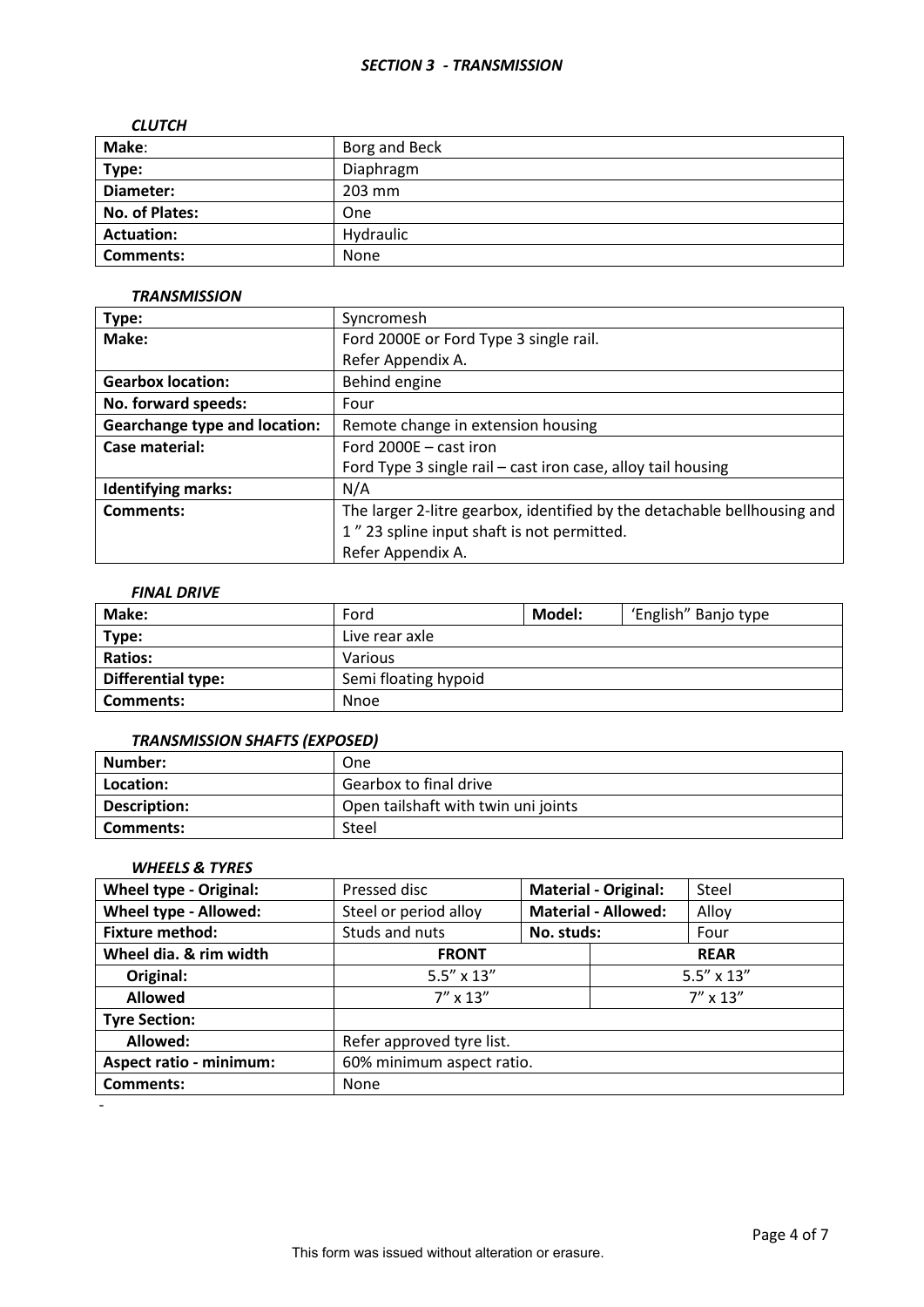## *SECTION 3 - TRANSMISSION*

### *CLUTCH*

| **Make**: | Borg and Beck |
|---|---|
| **Type:** | Diaphragm |
| **Diameter:** | 203 mm |
| **No. of Plates:** | One |
| **Actuation:** | Hydraulic |
| **Comments:** | None |

### *TRANSMISSION*

| **Type:** | Syncromesh |
|---|---|
| **Make:** | Ford 2000E or Ford Type 3 single rail.<br>Refer Appendix A. |
| **Gearbox location:** | Behind engine |
| **No. forward speeds:** | Four |
| **Gearchange type and location:** | Remote change in extension housing |
| **Case material:** | Ford 2000E – cast iron<br>Ford Type 3 single rail – cast iron case, alloy tail housing |
| **Identifying marks:** | N/A |
| **Comments:** | The larger 2-litre gearbox, identified by the detachable bellhousing and 1 " 23 spline input shaft is not permitted.<br>Refer Appendix A. |

### *FINAL DRIVE*

| **Make:** | Ford | **Model:** | 'English" Banjo type |
|---|---|---|---|
| **Type:** | Live rear axle | | |
| **Ratios:** | Various | | |
| **Differential type:** | Semi floating hypoid | | |
| **Comments:** | Nnoe | | |

### *TRANSMISSION SHAFTS (EXPOSED)*

| **Number:** | One |
|---|---|
| **Location:** | Gearbox to final drive |
| **Description:** | Open tailshaft with twin uni joints |
| **Comments:** | Steel |

### *WHEELS & TYRES*

| **Wheel type - Original:** | Pressed disc | **Material - Original:** | Steel |
|---|---|---|---|
| **Wheel type - Allowed:** | Steel or period alloy | **Material - Allowed:** | Alloy |
| **Fixture method:** | Studs and nuts | **No. studs:** | Four |
| **Wheel dia. & rim width** | **FRONT** | | **REAR** |
| **Original:** | 5.5" x 13" | | 5.5" x 13" |
| **Allowed** | 7" x 13" | | 7" x 13" |
| **Tyre Section:** | | | |
| **Allowed:** | Refer approved tyre list. | | |
| **Aspect ratio - minimum:** | 60% minimum aspect ratio. | | |
| **Comments:** | None | | |

-

This form was issued without alteration or erasure.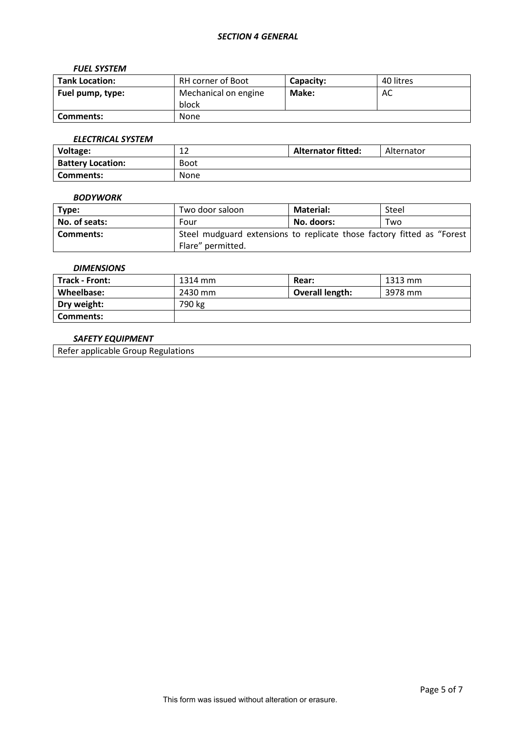## *SECTION 4 GENERAL*

### *FUEL SYSTEM*

| **Tank Location:** | RH corner of Boot | **Capacity:** | 40 litres |
|---|---|---|---|
| **Fuel pump, type:** | Mechanical on engine block | **Make:** | AC |
| **Comments:** | None | | |

### *ELECTRICAL SYSTEM*

| **Voltage:** | 12 | **Alternator fitted:** | Alternator |
|---|---|---|---|
| **Battery Location:** | Boot | | |
| **Comments:** | None | | |

### *BODYWORK*

| **Type:** | Two door saloon | **Material:** | Steel |
|---|---|---|---|
| **No. of seats:** | Four | **No. doors:** | Two |
| **Comments:** | Steel mudguard extensions to replicate those factory fitted as "Forest Flare" permitted. | | |

### *DIMENSIONS*

| **Track - Front:** | 1314 mm | **Rear:** | 1313 mm |
|---|---|---|---|
| **Wheelbase:** | 2430 mm | **Overall length:** | 3978 mm |
| **Dry weight:** | 790 kg | | |
| **Comments:** | | | |

### *SAFETY EQUIPMENT*

| Refer applicable Group Regulations |
|---|

This form was issued without alteration or erasure.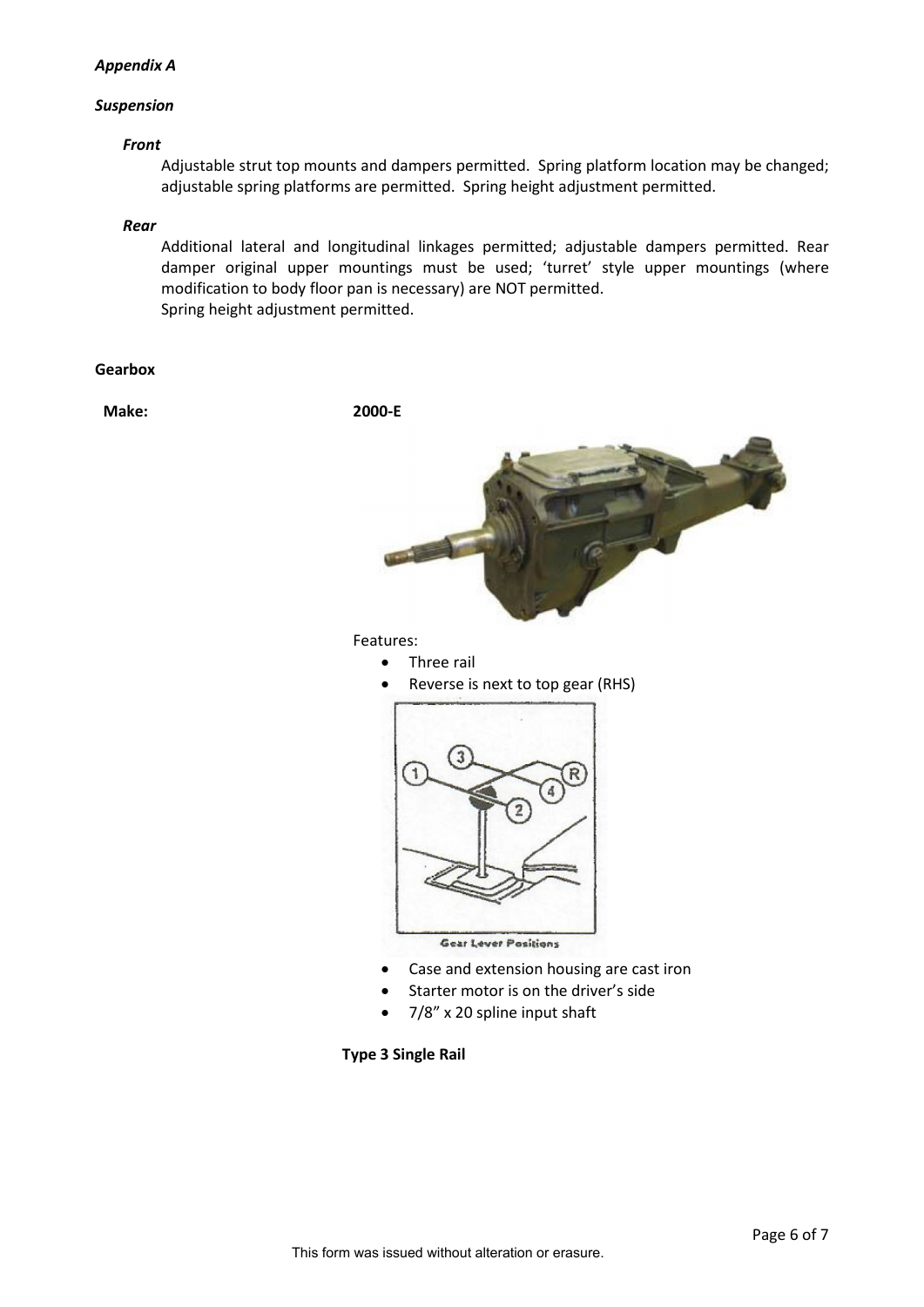*Appendix A*

***Suspension***

***Front***

Adjustable strut top mounts and dampers permitted. Spring platform location may be changed; adjustable spring platforms are permitted. Spring height adjustment permitted.

***Rear***

Additional lateral and longitudinal linkages permitted; adjustable dampers permitted. Rear damper original upper mountings must be used; 'turret' style upper mountings (where modification to body floor pan is necessary) are NOT permitted.
Spring height adjustment permitted.

**Gearbox**

**Make:** **2000-E**

Features:

- Three rail
- Reverse is next to top gear (RHS)

Gear Lever Positions

- Case and extension housing are cast iron
- Starter motor is on the driver's side
- 7/8" x 20 spline input shaft

**Type 3 Single Rail**

This form was issued without alteration or erasure.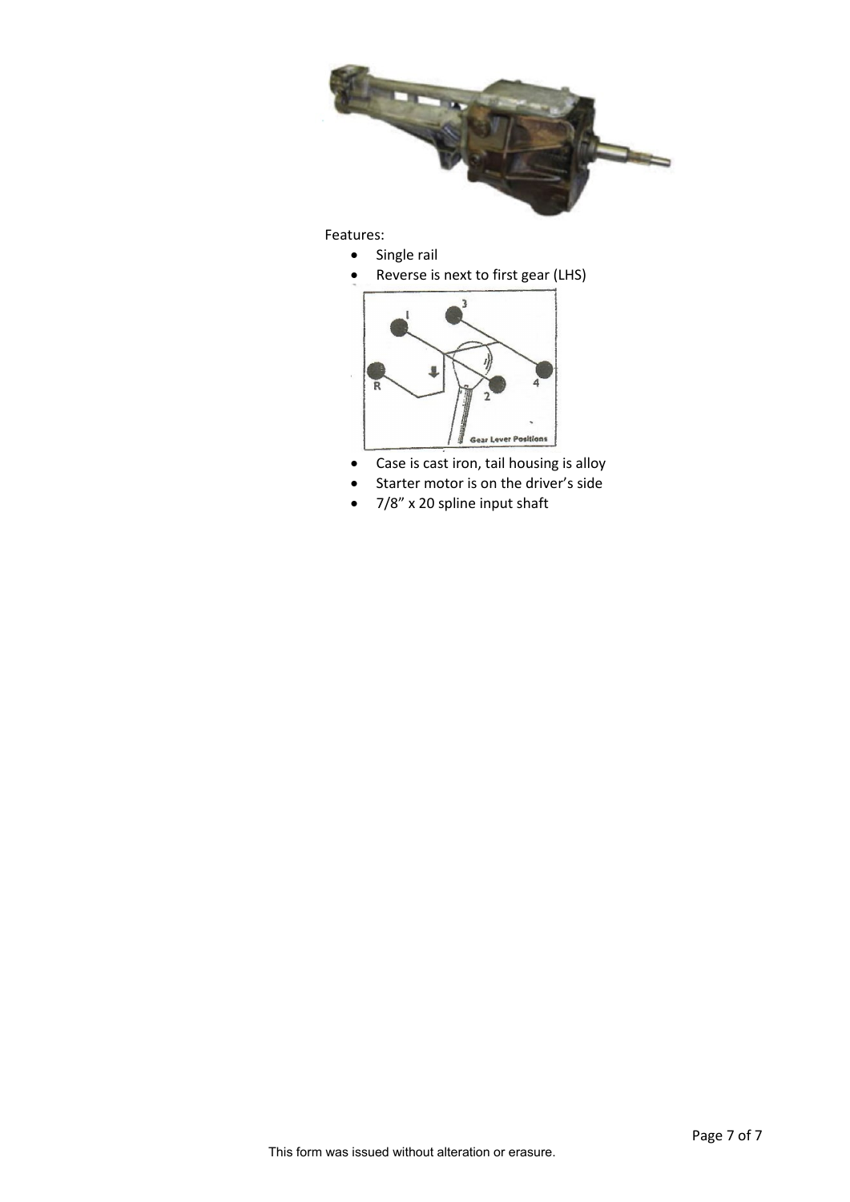Features:

- Single rail
- Reverse is next to first gear (LHS)

1

3

R

2

4

Gear Lever Positions

- Case is cast iron, tail housing is alloy
- Starter motor is on the driver's side
- 7/8" x 20 spline input shaft

This form was issued without alteration or erasure.